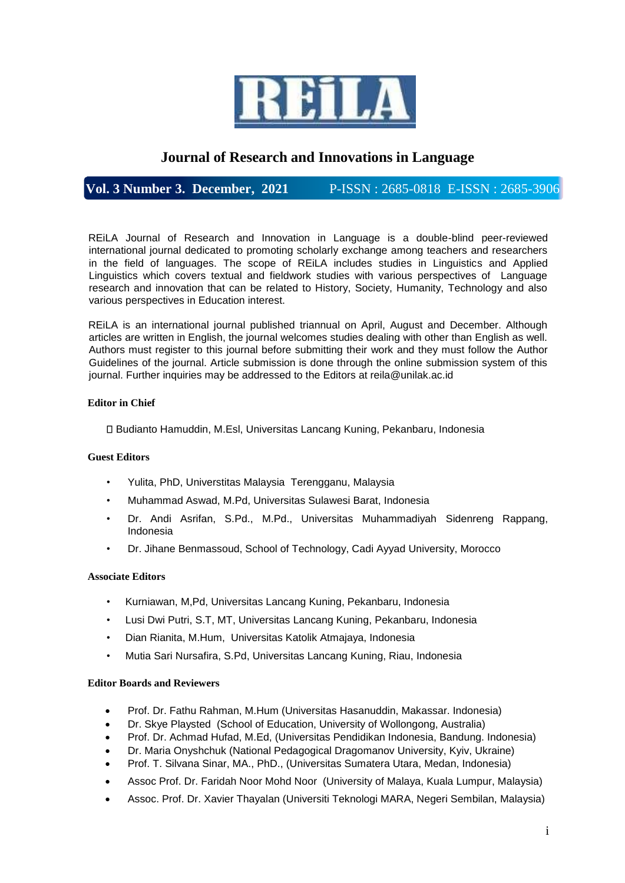# REiLA

## Journal of Research and Innovations in Language

**Vol. 3 Number 3. December, 2021** P-ISSN : 2685-0818 E-ISSN : 2685-3906

REiLA Journal of Research and Innovation in Language is a double-blind peer-reviewed international journal dedicated to promoting scholarly exchange among teachers and researchers in the field of languages. The scope of REiLA includes studies in Linguistics and Applied Linguistics which covers textual and fieldwork studies with various perspectives of Language research and innovation that can be related to History, Society, Humanity, Technology and also various perspectives in Education interest.

REiLA is an international journal published triannual on April, August and December. Although articles are written in English, the journal welcomes studies dealing with other than English as well. Authors must register to this journal before submitting their work and they must follow the Author Guidelines of the journal. Article submission is done through the online submission system of this journal. Further inquiries may be addressed to the Editors at reila@unilak.ac.id

**Editor in Chief**

- Budianto Hamuddin, M.Esl, Universitas Lancang Kuning, Pekanbaru, Indonesia

**Guest Editors**

- Yulita, PhD, Universtitas Malaysia Terengganu, Malaysia
- Muhammad Aswad, M.Pd, Universitas Sulawesi Barat, Indonesia
- Dr. Andi Asrifan, S.Pd., M.Pd., Universitas Muhammadiyah Sidenreng Rappang, Indonesia
- Dr. Jihane Benmassoud, School of Technology, Cadi Ayyad University, Morocco

**Associate Editors**

- Kurniawan, M,Pd, Universitas Lancang Kuning, Pekanbaru, Indonesia
- Lusi Dwi Putri, S.T, MT, Universitas Lancang Kuning, Pekanbaru, Indonesia
- Dian Rianita, M.Hum, Universitas Katolik Atmajaya, Indonesia
- Mutia Sari Nursafira, S.Pd, Universitas Lancang Kuning, Riau, Indonesia

**Editor Boards and Reviewers**

- Prof. Dr. Fathu Rahman, M.Hum (Universitas Hasanuddin, Makassar. Indonesia)
- Dr. Skye Playsted (School of Education, University of Wollongong, Australia)
- Prof. Dr. Achmad Hufad, M.Ed, (Universitas Pendidikan Indonesia, Bandung. Indonesia)
- Dr. Maria Onyshchuk (National Pedagogical Dragomanov University, Kyiv, Ukraine)
- Prof. T. Silvana Sinar, MA., PhD., (Universitas Sumatera Utara, Medan, Indonesia)
- Assoc Prof. Dr. Faridah Noor Mohd Noor (University of Malaya, Kuala Lumpur, Malaysia)
- Assoc. Prof. Dr. Xavier Thayalan (Universiti Teknologi MARA, Negeri Sembilan, Malaysia)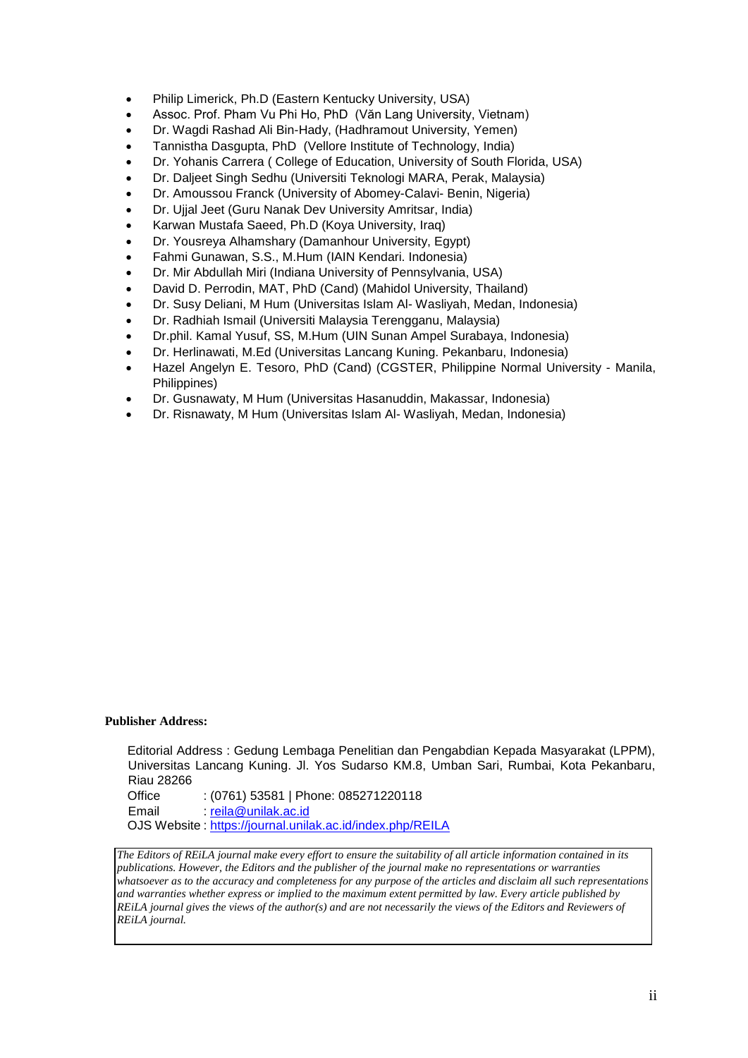- Philip Limerick, Ph.D (Eastern Kentucky University, USA)
- Assoc. Prof. Pham Vu Phi Ho, PhD (Văn Lang University, Vietnam)
- Dr. Wagdi Rashad Ali Bin-Hady, (Hadhramout University, Yemen)
- Tannistha Dasgupta, PhD (Vellore Institute of Technology, India)
- Dr. Yohanis Carrera ( College of Education, University of South Florida, USA)
- Dr. Daljeet Singh Sedhu (Universiti Teknologi MARA, Perak, Malaysia)
- Dr. Amoussou Franck (University of Abomey-Calavi- Benin, Nigeria)
- Dr. Ujjal Jeet (Guru Nanak Dev University Amritsar, India)
- Karwan Mustafa Saeed, Ph.D (Koya University, Iraq)
- Dr. Yousreya Alhamshary (Damanhour University, Egypt)
- Fahmi Gunawan, S.S., M.Hum (IAIN Kendari. Indonesia)
- Dr. Mir Abdullah Miri (Indiana University of Pennsylvania, USA)
- David D. Perrodin, MAT, PhD (Cand) (Mahidol University, Thailand)
- Dr. Susy Deliani, M Hum (Universitas Islam Al- Wasliyah, Medan, Indonesia)
- Dr. Radhiah Ismail (Universiti Malaysia Terengganu, Malaysia)
- Dr.phil. Kamal Yusuf, SS, M.Hum (UIN Sunan Ampel Surabaya, Indonesia)
- Dr. Herlinawati, M.Ed (Universitas Lancang Kuning. Pekanbaru, Indonesia)
- Hazel Angelyn E. Tesoro, PhD (Cand) (CGSTER, Philippine Normal University - Manila, Philippines)
- Dr. Gusnawaty, M Hum (Universitas Hasanuddin, Makassar, Indonesia)
- Dr. Risnawaty, M Hum (Universitas Islam Al- Wasliyah, Medan, Indonesia)

**Publisher Address:**

Editorial Address : Gedung Lembaga Penelitian dan Pengabdian Kepada Masyarakat (LPPM), Universitas Lancang Kuning. Jl. Yos Sudarso KM.8, Umban Sari, Rumbai, Kota Pekanbaru, Riau 28266
Office : (0761) 53581 | Phone: 085271220118
Email : reila@unilak.ac.id
OJS Website : https://journal.unilak.ac.id/index.php/REILA

*The Editors of REiLA journal make every effort to ensure the suitability of all article information contained in its publications. However, the Editors and the publisher of the journal make no representations or warranties whatsoever as to the accuracy and completeness for any purpose of the articles and disclaim all such representations and warranties whether express or implied to the maximum extent permitted by law. Every article published by REiLA journal gives the views of the author(s) and are not necessarily the views of the Editors and Reviewers of REiLA journal.*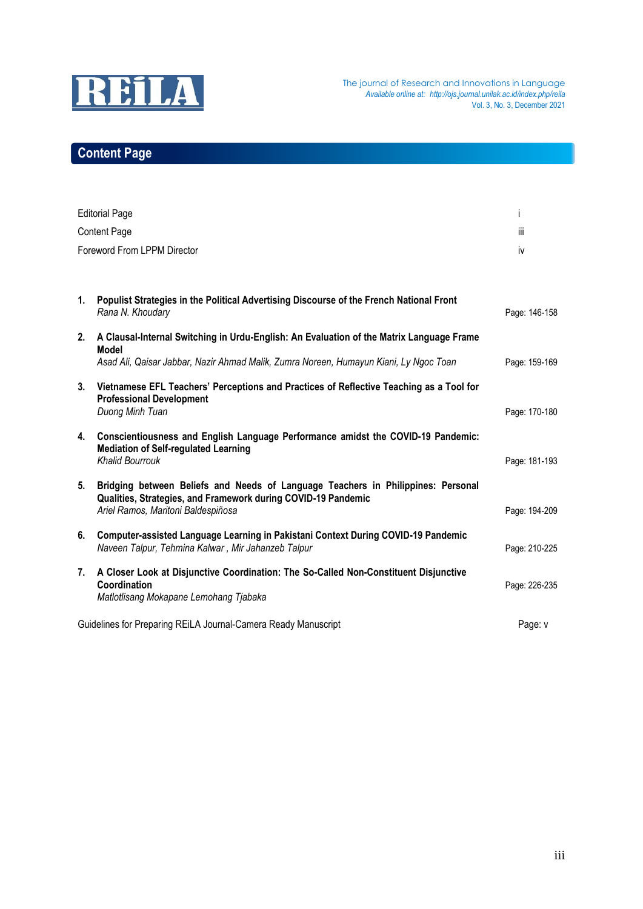## Content Page

| | |
|---|---|
| Editorial Page | i |
| Content Page | iii |
| Foreword From LPPM Director | iv |

1. **Populist Strategies in the Political Advertising Discourse of the French National Front**
   *Rana N. Khoudary* — Page: 146-158

2. **A Clausal-Internal Switching in Urdu-English: An Evaluation of the Matrix Language Frame Model**
   *Asad Ali, Qaisar Jabbar, Nazir Ahmad Malik, Zumra Noreen, Humayun Kiani, Ly Ngoc Toan* — Page: 159-169

3. **Vietnamese EFL Teachers' Perceptions and Practices of Reflective Teaching as a Tool for Professional Development**
   *Duong Minh Tuan* — Page: 170-180

4. **Conscientiousness and English Language Performance amidst the COVID-19 Pandemic: Mediation of Self-regulated Learning**
   *Khalid Bourrouk* — Page: 181-193

5. **Bridging between Beliefs and Needs of Language Teachers in Philippines: Personal Qualities, Strategies, and Framework during COVID-19 Pandemic**
   *Ariel Ramos, Maritoni Baldespiñosa* — Page: 194-209

6. **Computer-assisted Language Learning in Pakistani Context During COVID-19 Pandemic**
   *Naveen Talpur, Tehmina Kalwar , Mir Jahanzeb Talpur* — Page: 210-225

7. **A Closer Look at Disjunctive Coordination: The So-Called Non-Constituent Disjunctive Coordination**
   *Matlotlisang Mokapane Lemohang Tjabaka* — Page: 226-235

Guidelines for Preparing REiLA Journal-Camera Ready Manuscript — Page: v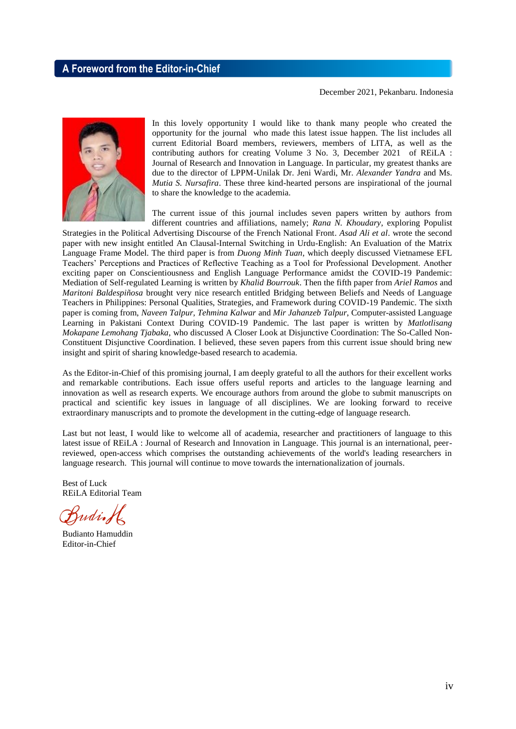## A Foreword from the Editor-in-Chief

December 2021, Pekanbaru. Indonesia

In this lovely opportunity I would like to thank many people who created the opportunity for the journal who made this latest issue happen. The list includes all current Editorial Board members, reviewers, members of LITA, as well as the contributing authors for creating Volume 3 No. 3, December 2021 of REiLA : Journal of Research and Innovation in Language. In particular, my greatest thanks are due to the director of LPPM-Unilak Dr. Jeni Wardi, Mr. *Alexander Yandra* and Ms. *Mutia S. Nursafira*. These three kind-hearted persons are inspirational of the journal to share the knowledge to the academia.

The current issue of this journal includes seven papers written by authors from different countries and affiliations, namely; *Rana N. Khoudary*, exploring Populist Strategies in the Political Advertising Discourse of the French National Front. *Asad Ali et al*. wrote the second paper with new insight entitled An Clausal-Internal Switching in Urdu-English: An Evaluation of the Matrix Language Frame Model. The third paper is from *Duong Minh Tuan*, which deeply discussed Vietnamese EFL Teachers' Perceptions and Practices of Reflective Teaching as a Tool for Professional Development. Another exciting paper on Conscientiousness and English Language Performance amidst the COVID-19 Pandemic: Mediation of Self-regulated Learning is written by *Khalid Bourrouk*. Then the fifth paper from *Ariel Ramos* and *Maritoni Baldespiñosa* brought very nice research entitled Bridging between Beliefs and Needs of Language Teachers in Philippines: Personal Qualities, Strategies, and Framework during COVID-19 Pandemic. The sixth paper is coming from, *Naveen Talpur, Tehmina Kalwar* and *Mir Jahanzeb Talpur*, Computer-assisted Language Learning in Pakistani Context During COVID-19 Pandemic. The last paper is written by *Matlotlisang Mokapane Lemohang Tjabaka*, who discussed A Closer Look at Disjunctive Coordination: The So-Called Non-Constituent Disjunctive Coordination. I believed, these seven papers from this current issue should bring new insight and spirit of sharing knowledge-based research to academia.

As the Editor-in-Chief of this promising journal, I am deeply grateful to all the authors for their excellent works and remarkable contributions. Each issue offers useful reports and articles to the language learning and innovation as well as research experts. We encourage authors from around the globe to submit manuscripts on practical and scientific key issues in language of all disciplines. We are looking forward to receive extraordinary manuscripts and to promote the development in the cutting-edge of language research.

Last but not least, I would like to welcome all of academia, researcher and practitioners of language to this latest issue of REiLA : Journal of Research and Innovation in Language. This journal is an international, peer-reviewed, open-access which comprises the outstanding achievements of the world's leading researchers in language research. This journal will continue to move towards the internationalization of journals.

Best of Luck
REiLA Editorial Team

Budianto Hamuddin
Editor-in-Chief